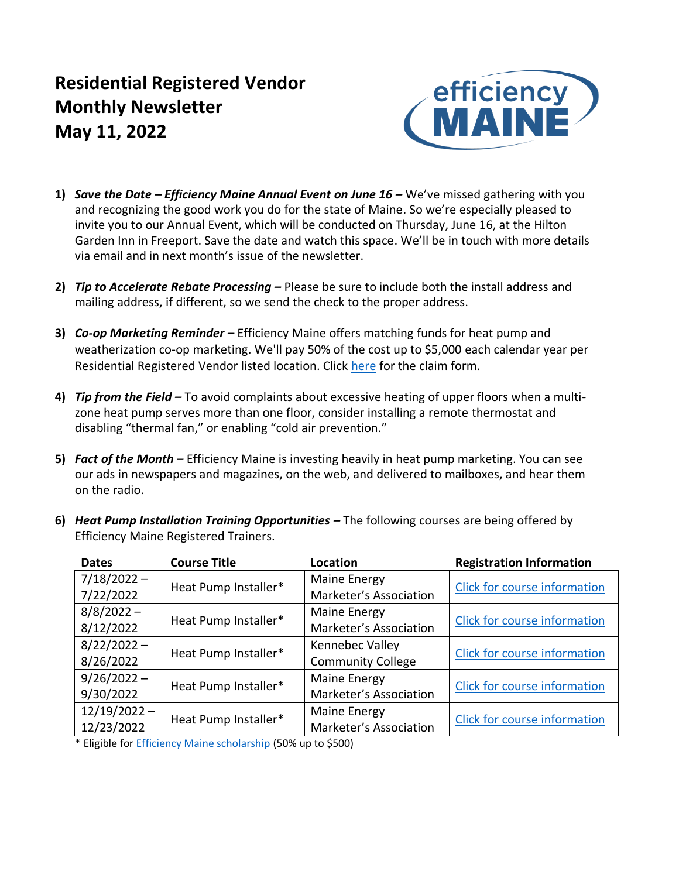# Residential Registered Vendor Monthly Newsletter
# May 11, 2022

1) ***Save the Date – Efficiency Maine Annual Event on June 16 –*** We've missed gathering with you and recognizing the good work you do for the state of Maine. So we're especially pleased to invite you to our Annual Event, which will be conducted on Thursday, June 16, at the Hilton Garden Inn in Freeport. Save the date and watch this space. We'll be in touch with more details via email and in next month's issue of the newsletter.

2) ***Tip to Accelerate Rebate Processing –*** Please be sure to include both the install address and mailing address, if different, so we send the check to the proper address.

3) ***Co-op Marketing Reminder –*** Efficiency Maine offers matching funds for heat pump and weatherization co-op marketing. We'll pay 50% of the cost up to $5,000 each calendar year per Residential Registered Vendor listed location. Click here for the claim form.

4) ***Tip from the Field –*** To avoid complaints about excessive heating of upper floors when a multi-zone heat pump serves more than one floor, consider installing a remote thermostat and disabling "thermal fan," or enabling "cold air prevention."

5) ***Fact of the Month –*** Efficiency Maine is investing heavily in heat pump marketing. You can see our ads in newspapers and magazines, on the web, and delivered to mailboxes, and hear them on the radio.

6) ***Heat Pump Installation Training Opportunities –*** The following courses are being offered by Efficiency Maine Registered Trainers.

| Dates | Course Title | Location | Registration Information |
|---|---|---|---|
| 7/18/2022 – 7/22/2022 | Heat Pump Installer* | Maine Energy Marketer's Association | Click for course information |
| 8/8/2022 – 8/12/2022 | Heat Pump Installer* | Maine Energy Marketer's Association | Click for course information |
| 8/22/2022 – 8/26/2022 | Heat Pump Installer* | Kennebec Valley Community College | Click for course information |
| 9/26/2022 – 9/30/2022 | Heat Pump Installer* | Maine Energy Marketer's Association | Click for course information |
| 12/19/2022 – 12/23/2022 | Heat Pump Installer* | Maine Energy Marketer's Association | Click for course information |

\* Eligible for Efficiency Maine scholarship (50% up to $500)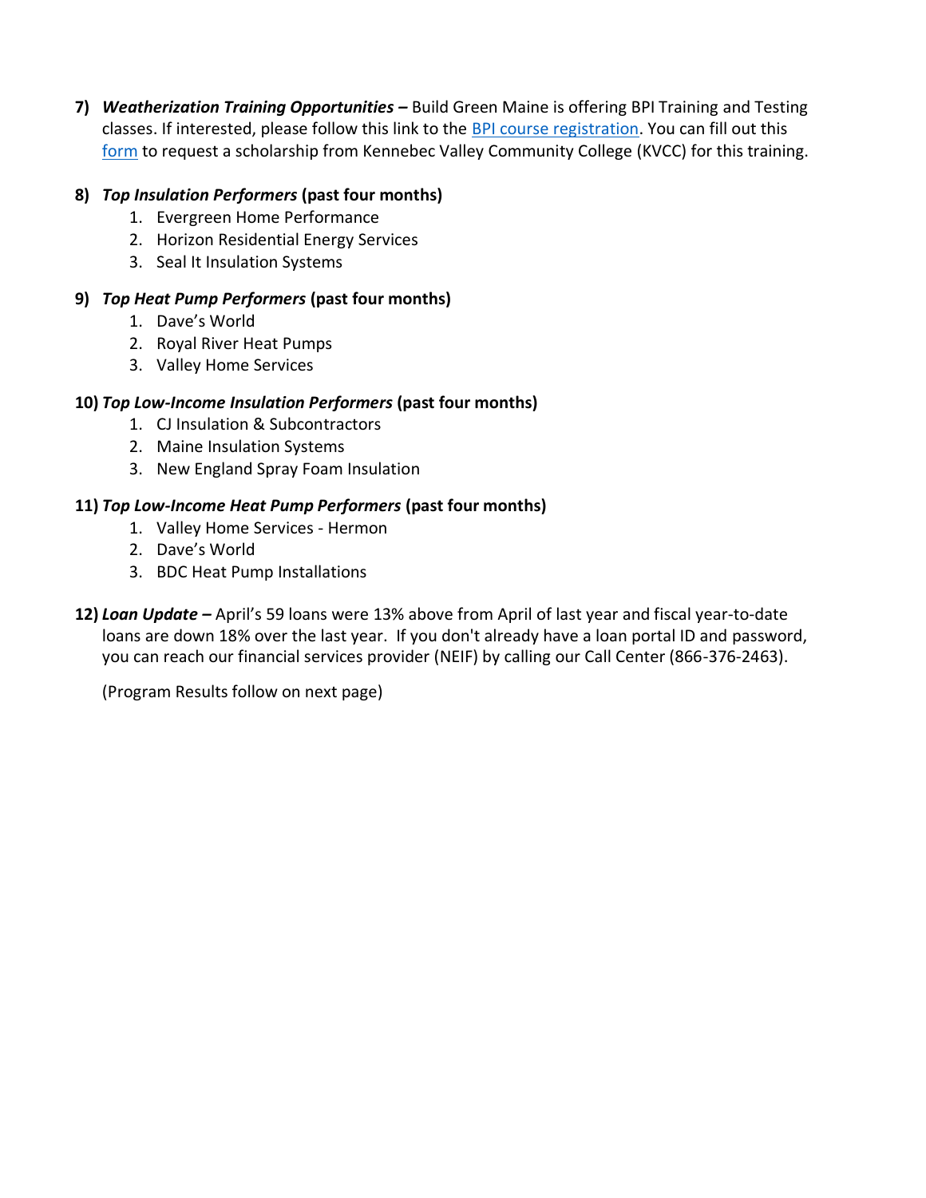7) ***Weatherization Training Opportunities –*** Build Green Maine is offering BPI Training and Testing classes. If interested, please follow this link to the BPI course registration. You can fill out this form to request a scholarship from Kennebec Valley Community College (KVCC) for this training.

8) ***Top Insulation Performers*** **(past four months)**
   1. Evergreen Home Performance
   2. Horizon Residential Energy Services
   3. Seal It Insulation Systems

9) ***Top Heat Pump Performers*** **(past four months)**
   1. Dave's World
   2. Royal River Heat Pumps
   3. Valley Home Services

10) ***Top Low-Income Insulation Performers*** **(past four months)**
    1. CJ Insulation & Subcontractors
    2. Maine Insulation Systems
    3. New England Spray Foam Insulation

11) ***Top Low-Income Heat Pump Performers*** **(past four months)**
    1. Valley Home Services - Hermon
    2. Dave's World
    3. BDC Heat Pump Installations

12) ***Loan Update –*** April's 59 loans were 13% above from April of last year and fiscal year-to-date loans are down 18% over the last year. If you don't already have a loan portal ID and password, you can reach our financial services provider (NEIF) by calling our Call Center (866-376-2463).

    (Program Results follow on next page)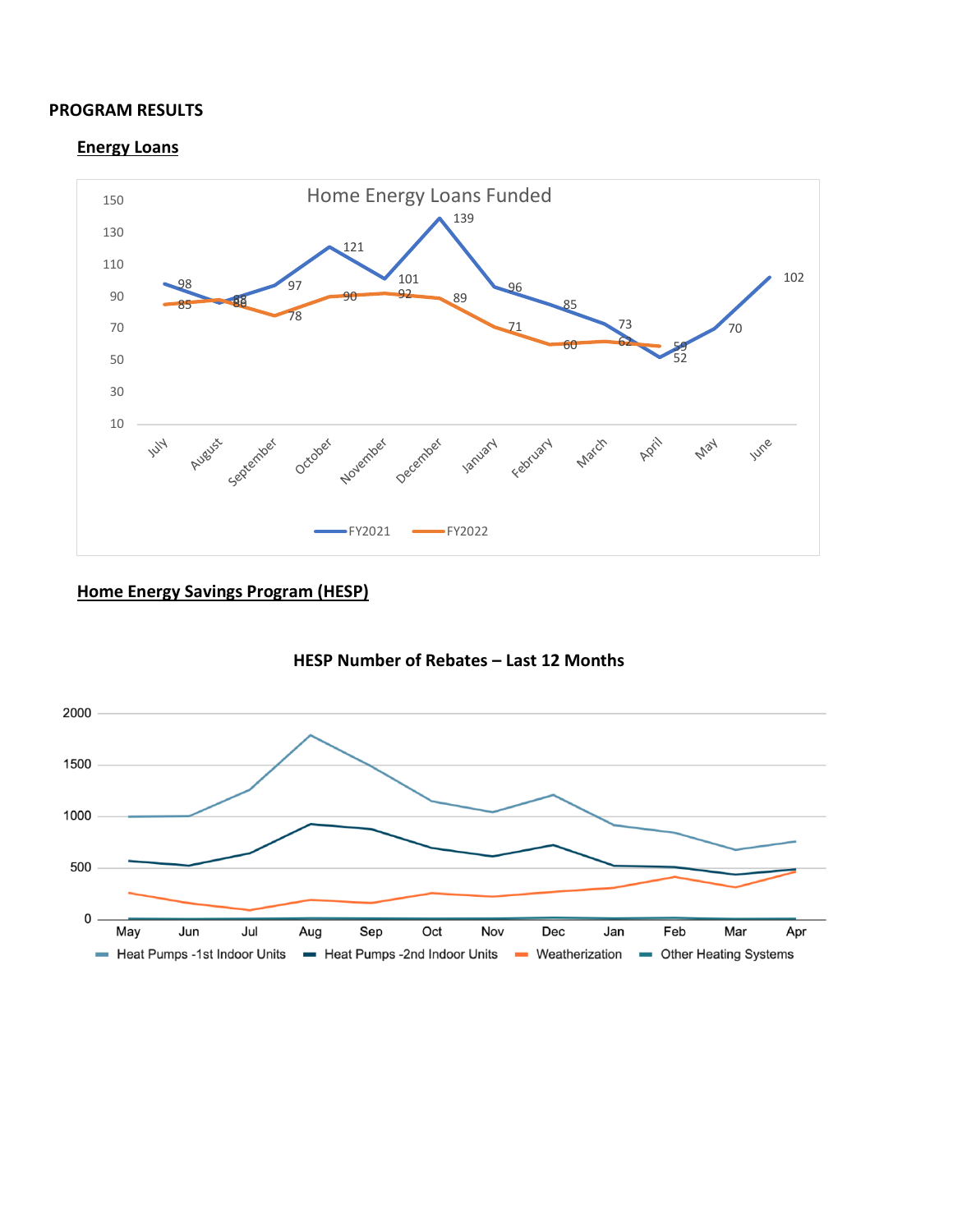**PROGRAM RESULTS**

**Energy Loans**

Home Energy Loans Funded

| Month | FY2021 | FY2022 |
|---|---|---|
| July | 98 | 85 |
| August | 86 | 88 |
| September | 97 | 78 |
| October | 121 | 90 |
| November | 101 | 92 |
| December | 139 | 89 |
| January | 96 | 71 |
| February | 85 | 60 |
| March | 73 | 62 |
| April | 52 | 59 |
| May | 70 | |
| June | 102 | |

**Home Energy Savings Program (HESP)**

**HESP Number of Rebates – Last 12 Months**

Series: Heat Pumps -1st Indoor Units; Heat Pumps -2nd Indoor Units; Weatherization; Other Heating Systems

Months: May, Jun, Jul, Aug, Sep, Oct, Nov, Dec, Jan, Feb, Mar, Apr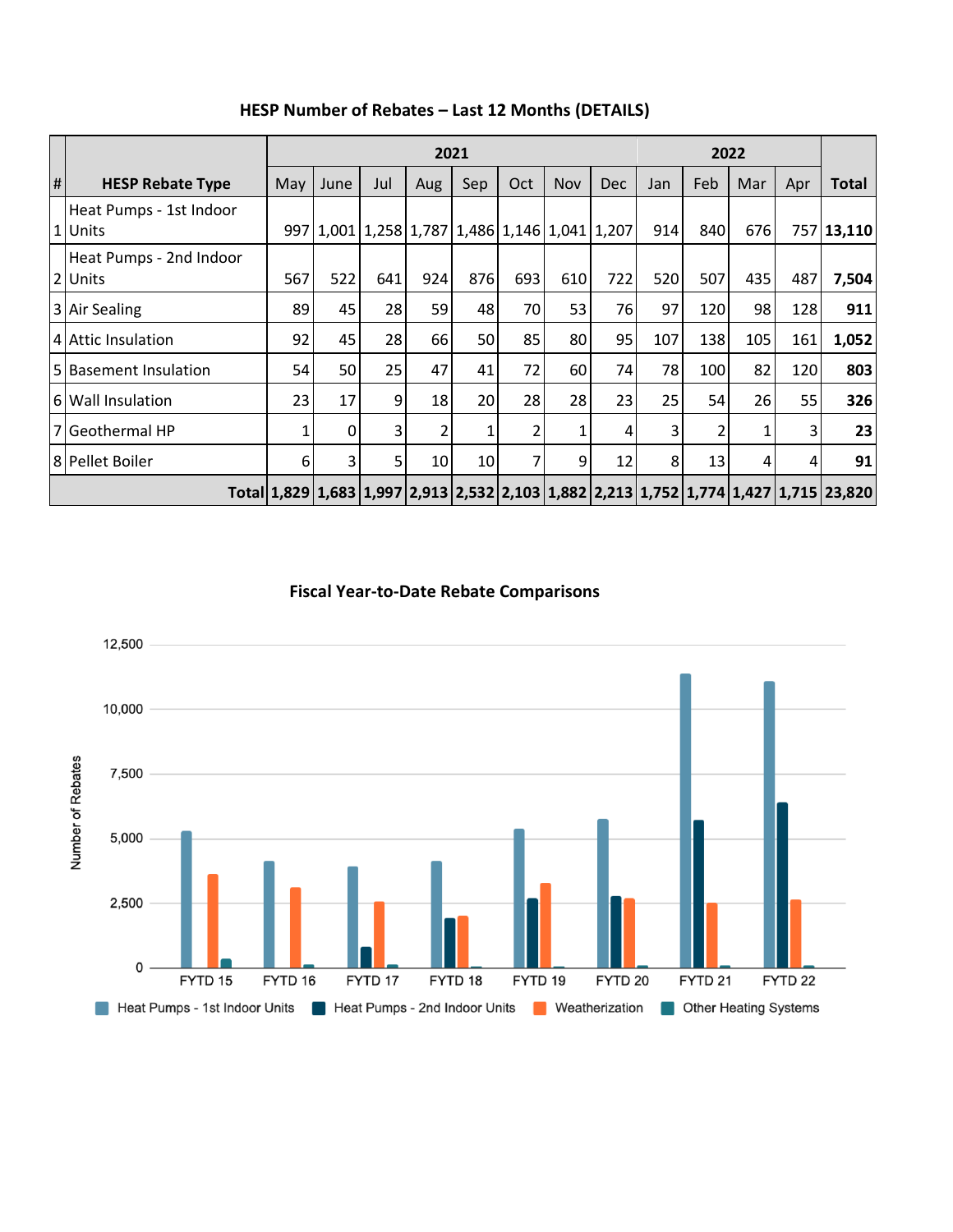## HESP Number of Rebates – Last 12 Months (DETAILS)

| # | HESP Rebate Type | 2021 | | | | | | | | 2022 | | | | Total |
|---|---|---|---|---|---|---|---|---|---|---|---|---|---|---|
| | | May | June | Jul | Aug | Sep | Oct | Nov | Dec | Jan | Feb | Mar | Apr | |
| 1 | Heat Pumps - 1st Indoor Units | 997 | 1,001 | 1,258 | 1,787 | 1,486 | 1,146 | 1,041 | 1,207 | 914 | 840 | 676 | 757 | **13,110** |
| 2 | Heat Pumps - 2nd Indoor Units | 567 | 522 | 641 | 924 | 876 | 693 | 610 | 722 | 520 | 507 | 435 | 487 | **7,504** |
| 3 | Air Sealing | 89 | 45 | 28 | 59 | 48 | 70 | 53 | 76 | 97 | 120 | 98 | 128 | **911** |
| 4 | Attic Insulation | 92 | 45 | 28 | 66 | 50 | 85 | 80 | 95 | 107 | 138 | 105 | 161 | **1,052** |
| 5 | Basement Insulation | 54 | 50 | 25 | 47 | 41 | 72 | 60 | 74 | 78 | 100 | 82 | 120 | **803** |
| 6 | Wall Insulation | 23 | 17 | 9 | 18 | 20 | 28 | 28 | 23 | 25 | 54 | 26 | 55 | **326** |
| 7 | Geothermal HP | 1 | 0 | 3 | 2 | 1 | 2 | 1 | 4 | 3 | 2 | 1 | 3 | **23** |
| 8 | Pellet Boiler | 6 | 3 | 5 | 10 | 10 | 7 | 9 | 12 | 8 | 13 | 4 | 4 | **91** |
| | **Total** | **1,829** | **1,683** | **1,997** | **2,913** | **2,532** | **2,103** | **1,882** | **2,213** | **1,752** | **1,774** | **1,427** | **1,715** | **23,820** |

## Fiscal Year-to-Date Rebate Comparisons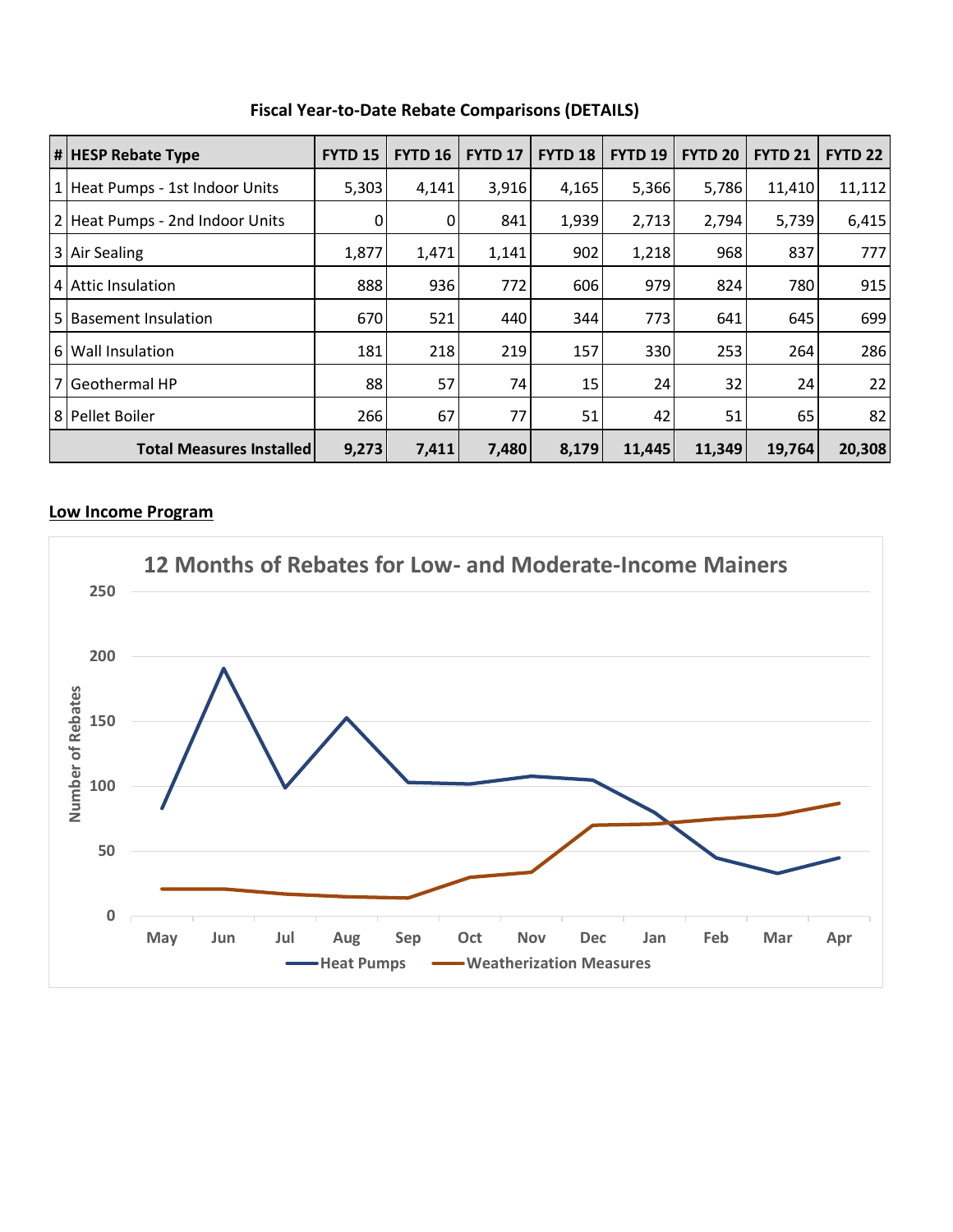**Fiscal Year-to-Date Rebate Comparisons (DETAILS)**

| # | HESP Rebate Type | FYTD 15 | FYTD 16 | FYTD 17 | FYTD 18 | FYTD 19 | FYTD 20 | FYTD 21 | FYTD 22 |
|---|---|---|---|---|---|---|---|---|---|
| 1 | Heat Pumps - 1st Indoor Units | 5,303 | 4,141 | 3,916 | 4,165 | 5,366 | 5,786 | 11,410 | 11,112 |
| 2 | Heat Pumps - 2nd Indoor Units | 0 | 0 | 841 | 1,939 | 2,713 | 2,794 | 5,739 | 6,415 |
| 3 | Air Sealing | 1,877 | 1,471 | 1,141 | 902 | 1,218 | 968 | 837 | 777 |
| 4 | Attic Insulation | 888 | 936 | 772 | 606 | 979 | 824 | 780 | 915 |
| 5 | Basement Insulation | 670 | 521 | 440 | 344 | 773 | 641 | 645 | 699 |
| 6 | Wall Insulation | 181 | 218 | 219 | 157 | 330 | 253 | 264 | 286 |
| 7 | Geothermal HP | 88 | 57 | 74 | 15 | 24 | 32 | 24 | 22 |
| 8 | Pellet Boiler | 266 | 67 | 77 | 51 | 42 | 51 | 65 | 82 |
| | **Total Measures Installed** | **9,273** | **7,411** | **7,480** | **8,179** | **11,445** | **11,349** | **19,764** | **20,308** |

**Low Income Program**

**12 Months of Rebates for Low- and Moderate-Income Mainers**

| Month | Heat Pumps | Weatherization Measures |
|---|---|---|
| May | 83 | 21 |
| Jun | 191 | 21 |
| Jul | 99 | 17 |
| Aug | 153 | 15 |
| Sep | 103 | 14 |
| Oct | 102 | 30 |
| Nov | 108 | 34 |
| Dec | 105 | 70 |
| Jan | 80 | 71 |
| Feb | 45 | 75 |
| Mar | 33 | 78 |
| Apr | 45 | 87 |

*(Values are approximate readings from the line chart; y-axis: Number of Rebates, 0–250.)*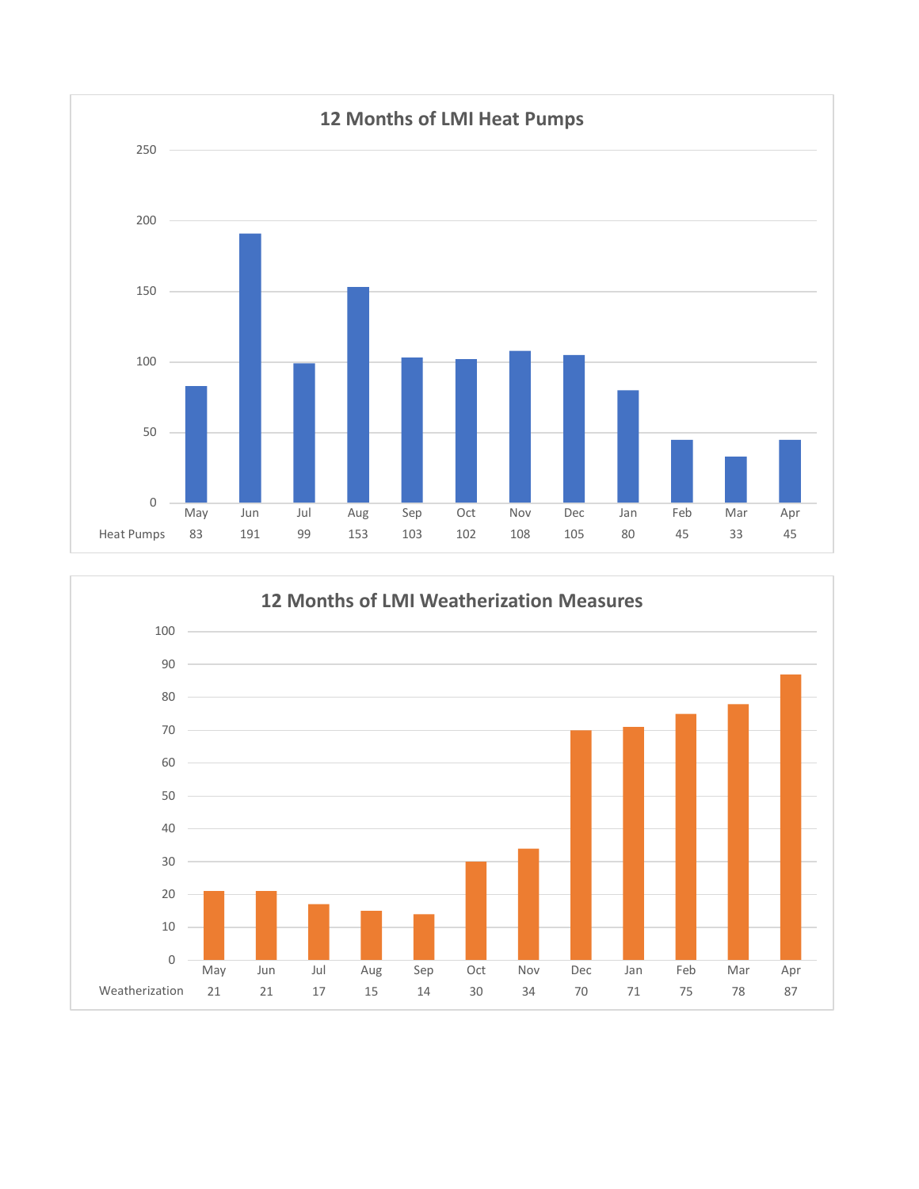## 12 Months of LMI Heat Pumps

| | May | Jun | Jul | Aug | Sep | Oct | Nov | Dec | Jan | Feb | Mar | Apr |
|---|---|---|---|---|---|---|---|---|---|---|---|---|
| Heat Pumps | 83 | 191 | 99 | 153 | 103 | 102 | 108 | 105 | 80 | 45 | 33 | 45 |

## 12 Months of LMI Weatherization Measures

| | May | Jun | Jul | Aug | Sep | Oct | Nov | Dec | Jan | Feb | Mar | Apr |
|---|---|---|---|---|---|---|---|---|---|---|---|---|
| Weatherization | 21 | 21 | 17 | 15 | 14 | 30 | 34 | 70 | 71 | 75 | 78 | 87 |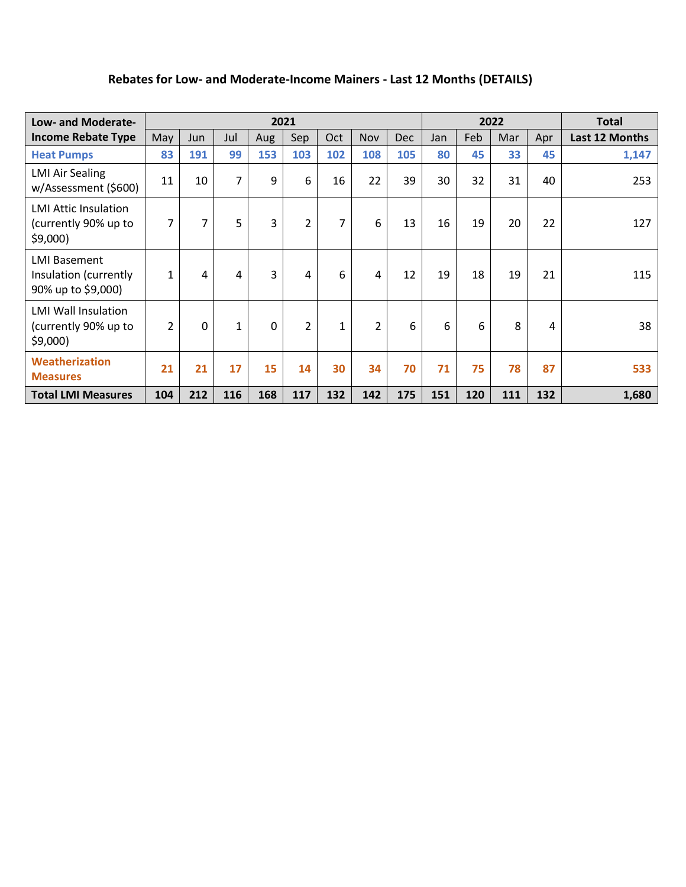**Rebates for Low- and Moderate-Income Mainers - Last 12 Months (DETAILS)**

| Low- and Moderate-Income Rebate Type | 2021 | | | | | | | | 2022 | | | | Total |
|---|---|---|---|---|---|---|---|---|---|---|---|---|---|
| | May | Jun | Jul | Aug | Sep | Oct | Nov | Dec | Jan | Feb | Mar | Apr | Last 12 Months |
| **Heat Pumps** | **83** | **191** | **99** | **153** | **103** | **102** | **108** | **105** | **80** | **45** | **33** | **45** | **1,147** |
| LMI Air Sealing w/Assessment ($600) | 11 | 10 | 7 | 9 | 6 | 16 | 22 | 39 | 30 | 32 | 31 | 40 | 253 |
| LMI Attic Insulation (currently 90% up to $9,000) | 7 | 7 | 5 | 3 | 2 | 7 | 6 | 13 | 16 | 19 | 20 | 22 | 127 |
| LMI Basement Insulation (currently 90% up to $9,000) | 1 | 4 | 4 | 3 | 4 | 6 | 4 | 12 | 19 | 18 | 19 | 21 | 115 |
| LMI Wall Insulation (currently 90% up to $9,000) | 2 | 0 | 1 | 0 | 2 | 1 | 2 | 6 | 6 | 6 | 8 | 4 | 38 |
| **Weatherization Measures** | **21** | **21** | **17** | **15** | **14** | **30** | **34** | **70** | **71** | **75** | **78** | **87** | **533** |
| **Total LMI Measures** | **104** | **212** | **116** | **168** | **117** | **132** | **142** | **175** | **151** | **120** | **111** | **132** | **1,680** |